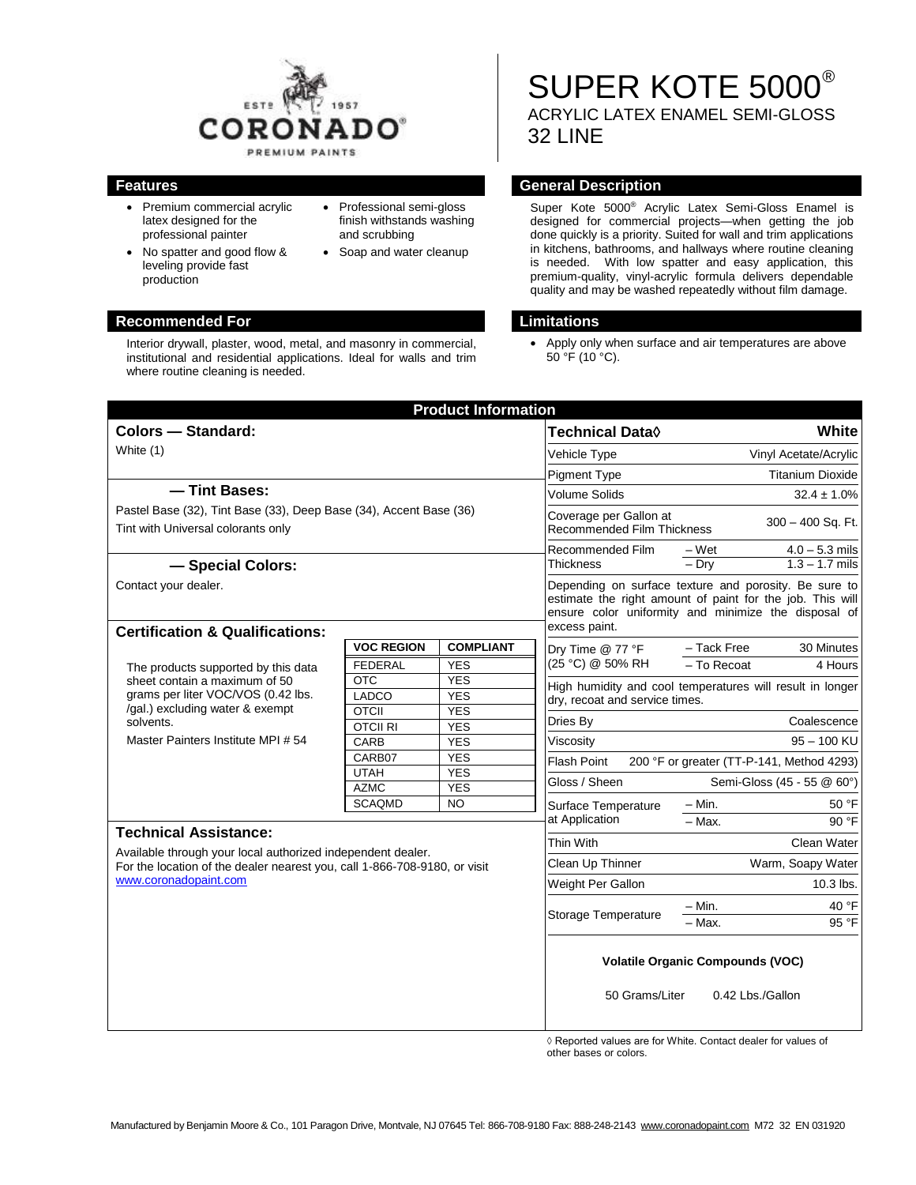# SUPER KOTE 5000®

## ACRYLIC LATEX ENAMEL SEMI-GLOSS

## 32 LINE

## Features

- Premium commercial acrylic latex designed for the professional painter
- No spatter and good flow & leveling provide fast production
- Professional semi-gloss finish withstands washing and scrubbing
- Soap and water cleanup

## Recommended For

Interior drywall, plaster, wood, metal, and masonry in commercial, institutional and residential applications. Ideal for walls and trim where routine cleaning is needed.

## General Description

Super Kote 5000® Acrylic Latex Semi-Gloss Enamel is designed for commercial projects—when getting the job done quickly is a priority. Suited for wall and trim applications in kitchens, bathrooms, and hallways where routine cleaning is needed. With low spatter and easy application, this premium-quality, vinyl-acrylic formula delivers dependable quality and may be washed repeatedly without film damage.

## Limitations

- Apply only when surface and air temperatures are above 50 °F (10 °C).

## Product Information

### Colors — Standard:

White (1)

### — Tint Bases:

Pastel Base (32), Tint Base (33), Deep Base (34), Accent Base (36)

Tint with Universal colorants only

### — Special Colors:

Contact your dealer.

### Certification & Qualifications:

The products supported by this data sheet contain a maximum of 50 grams per liter VOC/VOS (0.42 lbs. /gal.) excluding water & exempt solvents.

Master Painters Institute MPI # 54

| VOC REGION | COMPLIANT |
|---|---|
| FEDERAL | YES |
| OTC | YES |
| LADCO | YES |
| OTCII | YES |
| OTCII RI | YES |
| CARB | YES |
| CARB07 | YES |
| UTAH | YES |
| AZMC | YES |
| SCAQMD | NO |

### Technical Assistance:

Available through your local authorized independent dealer. For the location of the dealer nearest you, call 1-866-708-9180, or visit www.coronadopaint.com

| Technical Data◊ | | White |
|---|---|---|
| Vehicle Type | | Vinyl Acetate/Acrylic |
| Pigment Type | | Titanium Dioxide |
| Volume Solids | | 32.4 ± 1.0% |
| Coverage per Gallon at Recommended Film Thickness | | 300 – 400 Sq. Ft. |
| Recommended Film Thickness | – Wet | 4.0 – 5.3 mils |
| | – Dry | 1.3 – 1.7 mils |
| Depending on surface texture and porosity. Be sure to estimate the right amount of paint for the job. This will ensure color uniformity and minimize the disposal of excess paint. | | |
| Dry Time @ 77 °F (25 °C) @ 50% RH | – Tack Free | 30 Minutes |
| | – To Recoat | 4 Hours |
| High humidity and cool temperatures will result in longer dry, recoat and service times. | | |
| Dries By | | Coalescence |
| Viscosity | | 95 – 100 KU |
| Flash Point | | 200 °F or greater (TT-P-141, Method 4293) |
| Gloss / Sheen | | Semi-Gloss (45 - 55 @ 60°) |
| Surface Temperature at Application | – Min. | 50 °F |
| | – Max. | 90 °F |
| Thin With | | Clean Water |
| Clean Up Thinner | | Warm, Soapy Water |
| Weight Per Gallon | | 10.3 lbs. |
| Storage Temperature | – Min. | 40 °F |
| | – Max. | 95 °F |

**Volatile Organic Compounds (VOC)**

50 Grams/Liter 0.42 Lbs./Gallon

◊ Reported values are for White. Contact dealer for values of other bases or colors.

Manufactured by Benjamin Moore & Co., 101 Paragon Drive, Montvale, NJ 07645 Tel: 866-708-9180 Fax: 888-248-2143 www.coronadopaint.com M72 32 EN 031920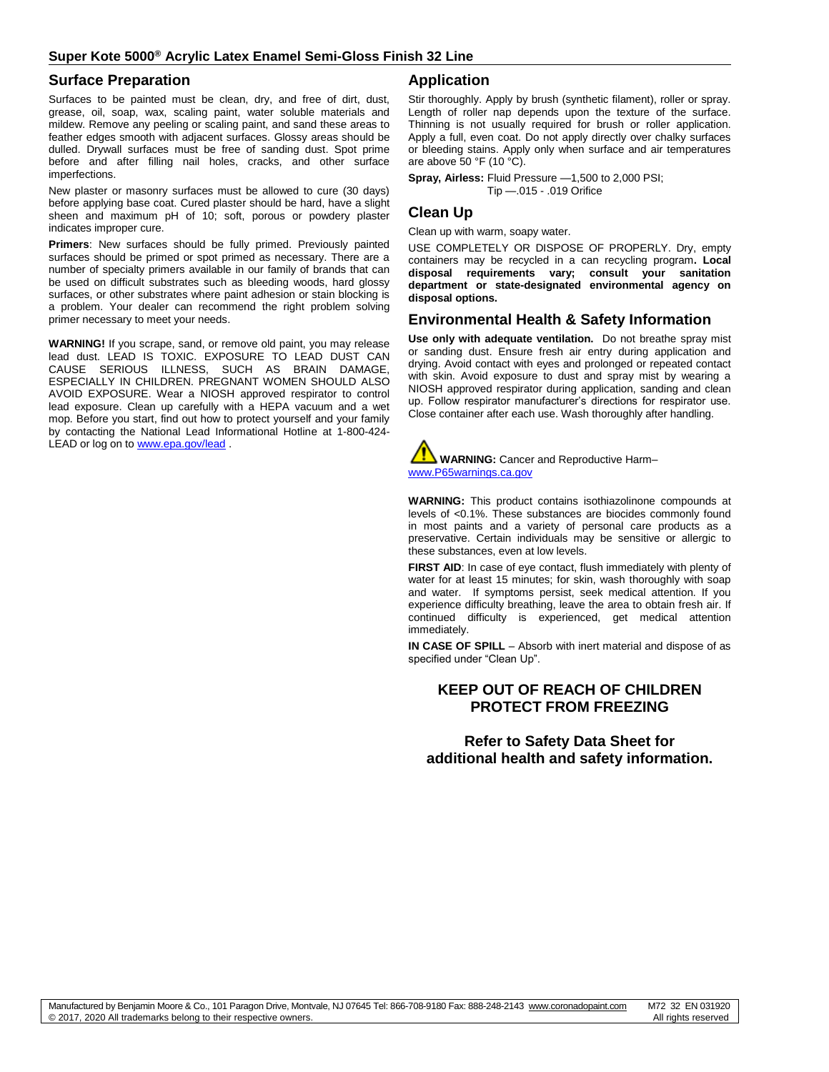## Super Kote 5000® Acrylic Latex Enamel Semi-Gloss Finish 32 Line

### Surface Preparation

Surfaces to be painted must be clean, dry, and free of dirt, dust, grease, oil, soap, wax, scaling paint, water soluble materials and mildew. Remove any peeling or scaling paint, and sand these areas to feather edges smooth with adjacent surfaces. Glossy areas should be dulled. Drywall surfaces must be free of sanding dust. Spot prime before and after filling nail holes, cracks, and other surface imperfections.

New plaster or masonry surfaces must be allowed to cure (30 days) before applying base coat. Cured plaster should be hard, have a slight sheen and maximum pH of 10; soft, porous or powdery plaster indicates improper cure.

**Primers**: New surfaces should be fully primed. Previously painted surfaces should be primed or spot primed as necessary. There are a number of specialty primers available in our family of brands that can be used on difficult substrates such as bleeding woods, hard glossy surfaces, or other substrates where paint adhesion or stain blocking is a problem. Your dealer can recommend the right problem solving primer necessary to meet your needs.

**WARNING!** If you scrape, sand, or remove old paint, you may release lead dust. LEAD IS TOXIC. EXPOSURE TO LEAD DUST CAN CAUSE SERIOUS ILLNESS, SUCH AS BRAIN DAMAGE, ESPECIALLY IN CHILDREN. PREGNANT WOMEN SHOULD ALSO AVOID EXPOSURE. Wear a NIOSH approved respirator to control lead exposure. Clean up carefully with a HEPA vacuum and a wet mop. Before you start, find out how to protect yourself and your family by contacting the National Lead Informational Hotline at 1-800-424-LEAD or log on to www.epa.gov/lead .

### Application

Stir thoroughly. Apply by brush (synthetic filament), roller or spray. Length of roller nap depends upon the texture of the surface. Thinning is not usually required for brush or roller application. Apply a full, even coat. Do not apply directly over chalky surfaces or bleeding stains. Apply only when surface and air temperatures are above 50 °F (10 °C).

**Spray, Airless:** Fluid Pressure —1,500 to 2,000 PSI;
Tip —.015 - .019 Orifice

### Clean Up

Clean up with warm, soapy water.

USE COMPLETELY OR DISPOSE OF PROPERLY. Dry, empty containers may be recycled in a can recycling program**. Local disposal requirements vary; consult your sanitation department or state-designated environmental agency on disposal options.**

### Environmental Health & Safety Information

**Use only with adequate ventilation.** Do not breathe spray mist or sanding dust. Ensure fresh air entry during application and drying. Avoid contact with eyes and prolonged or repeated contact with skin. Avoid exposure to dust and spray mist by wearing a NIOSH approved respirator during application, sanding and clean up. Follow respirator manufacturer's directions for respirator use. Close container after each use. Wash thoroughly after handling.

⚠ **WARNING:** Cancer and Reproductive Harm– www.P65warnings.ca.gov

**WARNING:** This product contains isothiazolinone compounds at levels of <0.1%. These substances are biocides commonly found in most paints and a variety of personal care products as a preservative. Certain individuals may be sensitive or allergic to these substances, even at low levels.

**FIRST AID**: In case of eye contact, flush immediately with plenty of water for at least 15 minutes; for skin, wash thoroughly with soap and water. If symptoms persist, seek medical attention. If you experience difficulty breathing, leave the area to obtain fresh air. If continued difficulty is experienced, get medical attention immediately.

**IN CASE OF SPILL** – Absorb with inert material and dispose of as specified under "Clean Up".

**KEEP OUT OF REACH OF CHILDREN**
**PROTECT FROM FREEZING**

**Refer to Safety Data Sheet for additional health and safety information.**

Manufactured by Benjamin Moore & Co., 101 Paragon Drive, Montvale, NJ 07645 Tel: 866-708-9180 Fax: 888-248-2143 www.coronadopaint.com M72 32 EN 031920
© 2017, 2020 All trademarks belong to their respective owners. All rights reserved